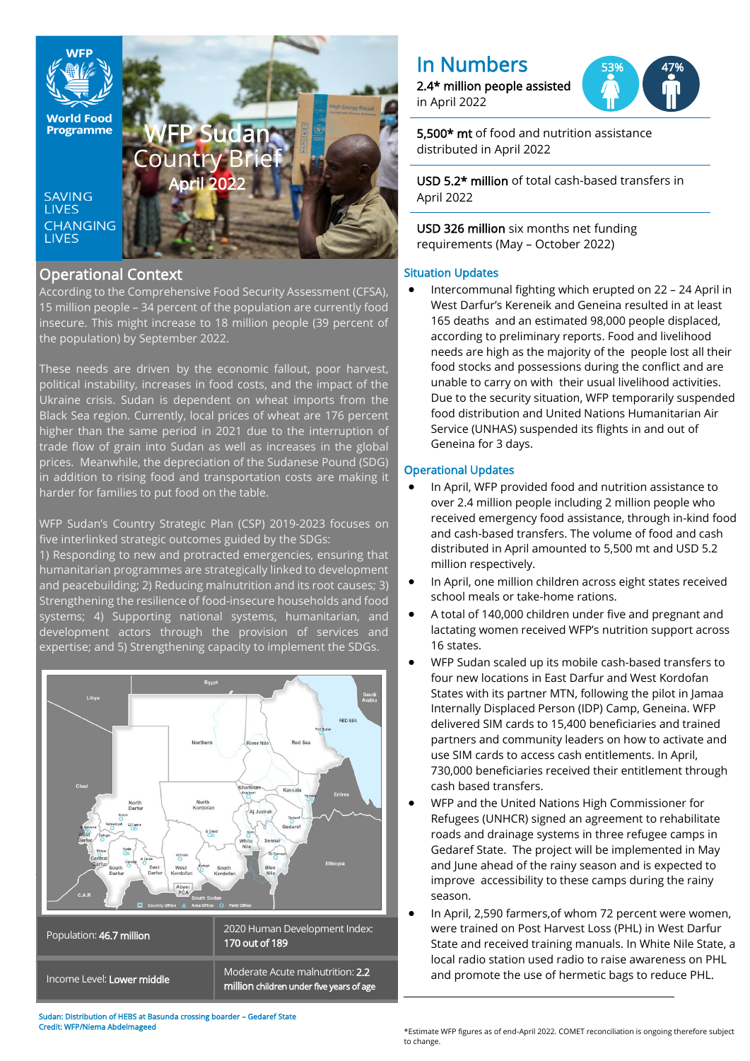# WFP Sudan Country Brief
April 2022

World Food Programme

SAVING LIVES CHANGING LIVES

## Operational Context

According to the Comprehensive Food Security Assessment (CFSA), 15 million people – 34 percent of the population are currently food insecure. This might increase to 18 million people (39 percent of the population) by September 2022.

These needs are driven by the economic fallout, poor harvest, political instability, increases in food costs, and the impact of the Ukraine crisis. Sudan is dependent on wheat imports from the Black Sea region. Currently, local prices of wheat are 176 percent higher than the same period in 2021 due to the interruption of trade flow of grain into Sudan as well as increases in the global prices. Meanwhile, the depreciation of the Sudanese Pound (SDG) in addition to rising food and transportation costs are making it harder for families to put food on the table.

WFP Sudan's Country Strategic Plan (CSP) 2019-2023 focuses on five interlinked strategic outcomes guided by the SDGs:
1) Responding to new and protracted emergencies, ensuring that humanitarian programmes are strategically linked to development and peacebuilding; 2) Reducing malnutrition and its root causes; 3) Strengthening the resilience of food-insecure households and food systems; 4) Supporting national systems, humanitarian, and development actors through the provision of services and expertise; and 5) Strengthening capacity to implement the SDGs.

| Population: **46.7 million** | 2020 Human Development Index: **170 out of 189** |
|---|---|
| Income Level: **Lower middle** | Moderate Acute malnutrition: **2.2 million children under five years of age** |

Sudan: Distribution of HEBS at Basunda crossing boarder – Gedaref State
Credit: WFP/Niema Abdelmageed

## In Numbers

**2.4* million people assisted** in April 2022

53% 47%

**5,500* mt** of food and nutrition assistance distributed in April 2022

**USD 5.2* million** of total cash-based transfers in April 2022

**USD 326 million** six months net funding requirements (May – October 2022)

### Situation Updates

- Intercommunal fighting which erupted on 22 – 24 April in West Darfur's Kereneik and Geneina resulted in at least 165 deaths and an estimated 98,000 people displaced, according to preliminary reports. Food and livelihood needs are high as the majority of the people lost all their food stocks and possessions during the conflict and are unable to carry on with their usual livelihood activities. Due to the security situation, WFP temporarily suspended food distribution and United Nations Humanitarian Air Service (UNHAS) suspended its flights in and out of Geneina for 3 days.

### Operational Updates

- In April, WFP provided food and nutrition assistance to over 2.4 million people including 2 million people who received emergency food assistance, through in-kind food and cash-based transfers. The volume of food and cash distributed in April amounted to 5,500 mt and USD 5.2 million respectively.
- In April, one million children across eight states received school meals or take-home rations.
- A total of 140,000 children under five and pregnant and lactating women received WFP's nutrition support across 16 states.
- WFP Sudan scaled up its mobile cash-based transfers to four new locations in East Darfur and West Kordofan States with its partner MTN, following the pilot in Jamaa Internally Displaced Person (IDP) Camp, Geneina. WFP delivered SIM cards to 15,400 beneficiaries and trained partners and community leaders on how to activate and use SIM cards to access cash entitlements. In April, 730,000 beneficiaries received their entitlement through cash based transfers.
- WFP and the United Nations High Commissioner for Refugees (UNHCR) signed an agreement to rehabilitate roads and drainage systems in three refugee camps in Gedaref State. The project will be implemented in May and June ahead of the rainy season and is expected to improve accessibility to these camps during the rainy season.
- In April, 2,590 farmers,of whom 72 percent were women, were trained on Post Harvest Loss (PHL) in West Darfur State and received training manuals. In White Nile State, a local radio station used radio to raise awareness on PHL and promote the use of hermetic bags to reduce PHL.

*Estimate WFP figures as of end-April 2022. COMET reconciliation is ongoing therefore subject to change.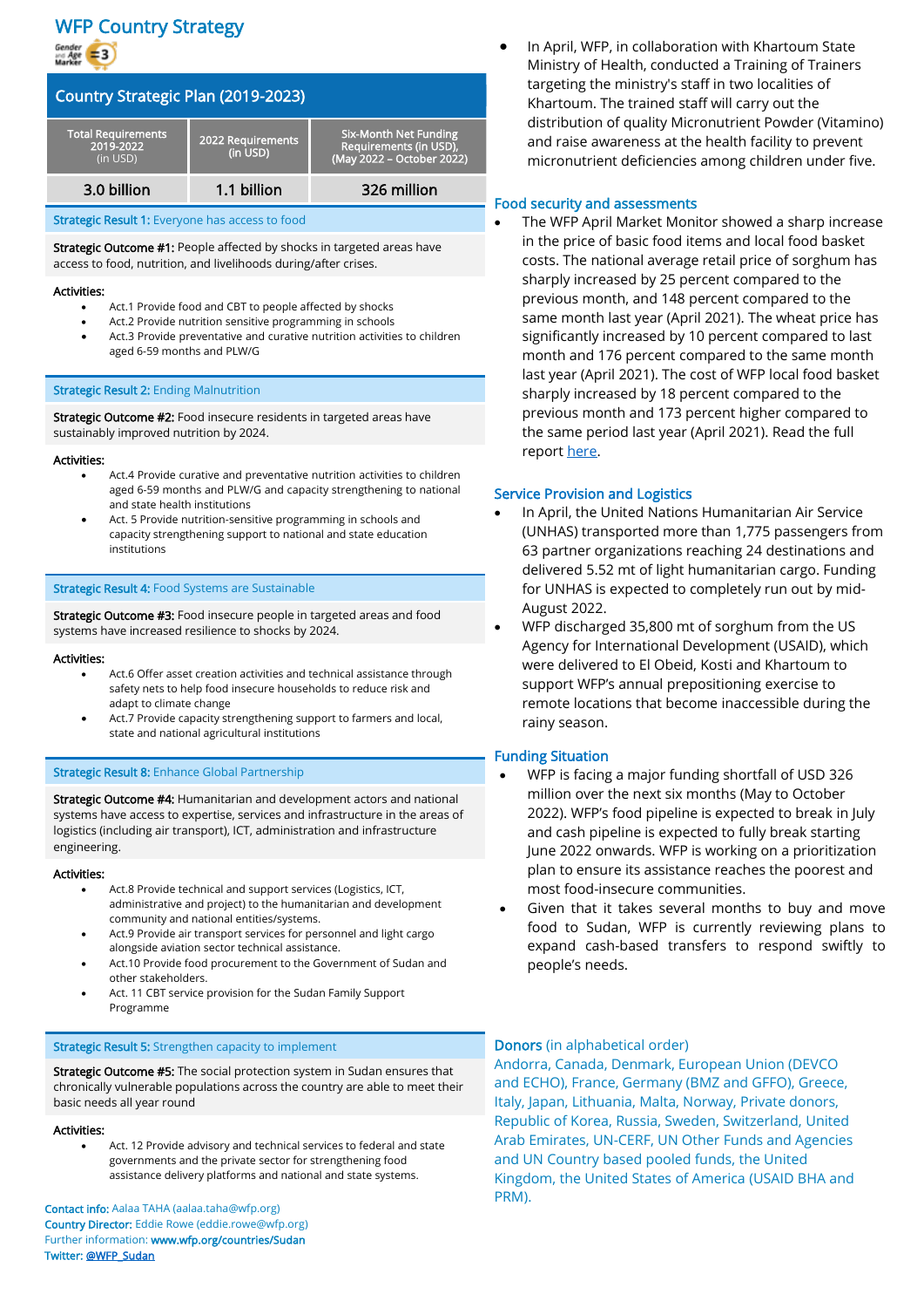# WFP Country Strategy

Gender and Age Marker =3

## Country Strategic Plan (2019-2023)

| Total Requirements 2019-2022 (in USD) | 2022 Requirements (in USD) | Six-Month Net Funding Requirements (in USD), (May 2022 – October 2022) |
|---|---|---|
| 3.0 billion | 1.1 billion | 326 million |

**Strategic Result 1:** Everyone has access to food

**Strategic Outcome #1:** People affected by shocks in targeted areas have access to food, nutrition, and livelihoods during/after crises.

**Activities:**

- Act.1 Provide food and CBT to people affected by shocks
- Act.2 Provide nutrition sensitive programming in schools
- Act.3 Provide preventative and curative nutrition activities to children aged 6-59 months and PLW/G

**Strategic Result 2:** Ending Malnutrition

**Strategic Outcome #2:** Food insecure residents in targeted areas have sustainably improved nutrition by 2024.

**Activities:**

- Act.4 Provide curative and preventative nutrition activities to children aged 6-59 months and PLW/G and capacity strengthening to national and state health institutions
- Act. 5 Provide nutrition-sensitive programming in schools and capacity strengthening support to national and state education institutions

**Strategic Result 4:** Food Systems are Sustainable

**Strategic Outcome #3:** Food insecure people in targeted areas and food systems have increased resilience to shocks by 2024.

**Activities:**

- Act.6 Offer asset creation activities and technical assistance through safety nets to help food insecure households to reduce risk and adapt to climate change
- Act.7 Provide capacity strengthening support to farmers and local, state and national agricultural institutions

**Strategic Result 8:** Enhance Global Partnership

**Strategic Outcome #4:** Humanitarian and development actors and national systems have access to expertise, services and infrastructure in the areas of logistics (including air transport), ICT, administration and infrastructure engineering.

**Activities:**

- Act.8 Provide technical and support services (Logistics, ICT, administrative and project) to the humanitarian and development community and national entities/systems.
- Act.9 Provide air transport services for personnel and light cargo alongside aviation sector technical assistance.
- Act.10 Provide food procurement to the Government of Sudan and other stakeholders.
- Act. 11 CBT service provision for the Sudan Family Support Programme

**Strategic Result 5:** Strengthen capacity to implement

**Strategic Outcome #5:** The social protection system in Sudan ensures that chronically vulnerable populations across the country are able to meet their basic needs all year round

**Activities:**

- Act. 12 Provide advisory and technical services to federal and state governments and the private sector for strengthening food assistance delivery platforms and national and state systems.

**Contact info:** Aalaa TAHA (aalaa.taha@wfp.org)
**Country Director:** Eddie Rowe (eddie.rowe@wfp.org)
Further information: **www.wfp.org/countries/Sudan**
Twitter: **@WFP_Sudan**

- In April, WFP, in collaboration with Khartoum State Ministry of Health, conducted a Training of Trainers targeting the ministry's staff in two localities of Khartoum. The trained staff will carry out the distribution of quality Micronutrient Powder (Vitamino) and raise awareness at the health facility to prevent micronutrient deficiencies among children under five.

## Food security and assessments

- The WFP April Market Monitor showed a sharp increase in the price of basic food items and local food basket costs. The national average retail price of sorghum has sharply increased by 25 percent compared to the previous month, and 148 percent compared to the same month last year (April 2021). The wheat price has significantly increased by 10 percent compared to last month and 176 percent compared to the same month last year (April 2021). The cost of WFP local food basket sharply increased by 18 percent compared to the previous month and 173 percent higher compared to the same period last year (April 2021). Read the full report here.

## Service Provision and Logistics

- In April, the United Nations Humanitarian Air Service (UNHAS) transported more than 1,775 passengers from 63 partner organizations reaching 24 destinations and delivered 5.52 mt of light humanitarian cargo. Funding for UNHAS is expected to completely run out by mid-August 2022.
- WFP discharged 35,800 mt of sorghum from the US Agency for International Development (USAID), which were delivered to El Obeid, Kosti and Khartoum to support WFP's annual prepositioning exercise to remote locations that become inaccessible during the rainy season.

## Funding Situation

- WFP is facing a major funding shortfall of USD 326 million over the next six months (May to October 2022). WFP's food pipeline is expected to break in July and cash pipeline is expected to fully break starting June 2022 onwards. WFP is working on a prioritization plan to ensure its assistance reaches the poorest and most food-insecure communities.
- Given that it takes several months to buy and move food to Sudan, WFP is currently reviewing plans to expand cash-based transfers to respond swiftly to people's needs.

## Donors (in alphabetical order)

Andorra, Canada, Denmark, European Union (DEVCO and ECHO), France, Germany (BMZ and GFFO), Greece, Italy, Japan, Lithuania, Malta, Norway, Private donors, Republic of Korea, Russia, Sweden, Switzerland, United Arab Emirates, UN-CERF, UN Other Funds and Agencies and UN Country based pooled funds, the United Kingdom, the United States of America (USAID BHA and PRM).